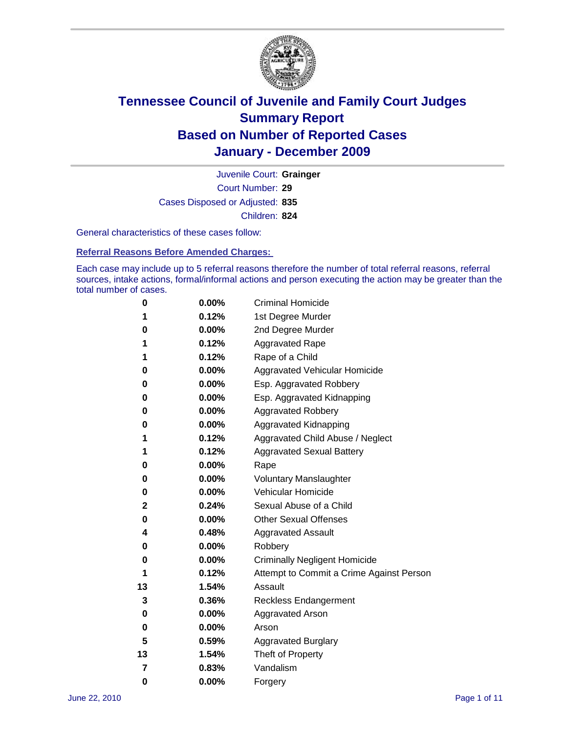# Tennessee Council of Juvenile and Family Court Judges
# Summary Report
# Based on Number of Reported Cases
# January - December 2009

Juvenile Court: **Grainger**

Court Number: **29**

Cases Disposed or Adjusted: **835**

Children: **824**

General characteristics of these cases follow:

## Referral Reasons Before Amended Charges:

Each case may include up to 5 referral reasons therefore the number of total referral reasons, referral sources, intake actions, formal/informal actions and person executing the action may be greater than the total number of cases.

| Count | Percent | Referral Reason |
|---|---|---|
| 0 | 0.00% | Criminal Homicide |
| 1 | 0.12% | 1st Degree Murder |
| 0 | 0.00% | 2nd Degree Murder |
| 1 | 0.12% | Aggravated Rape |
| 1 | 0.12% | Rape of a Child |
| 0 | 0.00% | Aggravated Vehicular Homicide |
| 0 | 0.00% | Esp. Aggravated Robbery |
| 0 | 0.00% | Esp. Aggravated Kidnapping |
| 0 | 0.00% | Aggravated Robbery |
| 0 | 0.00% | Aggravated Kidnapping |
| 1 | 0.12% | Aggravated Child Abuse / Neglect |
| 1 | 0.12% | Aggravated Sexual Battery |
| 0 | 0.00% | Rape |
| 0 | 0.00% | Voluntary Manslaughter |
| 0 | 0.00% | Vehicular Homicide |
| 2 | 0.24% | Sexual Abuse of a Child |
| 0 | 0.00% | Other Sexual Offenses |
| 4 | 0.48% | Aggravated Assault |
| 0 | 0.00% | Robbery |
| 0 | 0.00% | Criminally Negligent Homicide |
| 1 | 0.12% | Attempt to Commit a Crime Against Person |
| 13 | 1.54% | Assault |
| 3 | 0.36% | Reckless Endangerment |
| 0 | 0.00% | Aggravated Arson |
| 0 | 0.00% | Arson |
| 5 | 0.59% | Aggravated Burglary |
| 13 | 1.54% | Theft of Property |
| 7 | 0.83% | Vandalism |
| 0 | 0.00% | Forgery |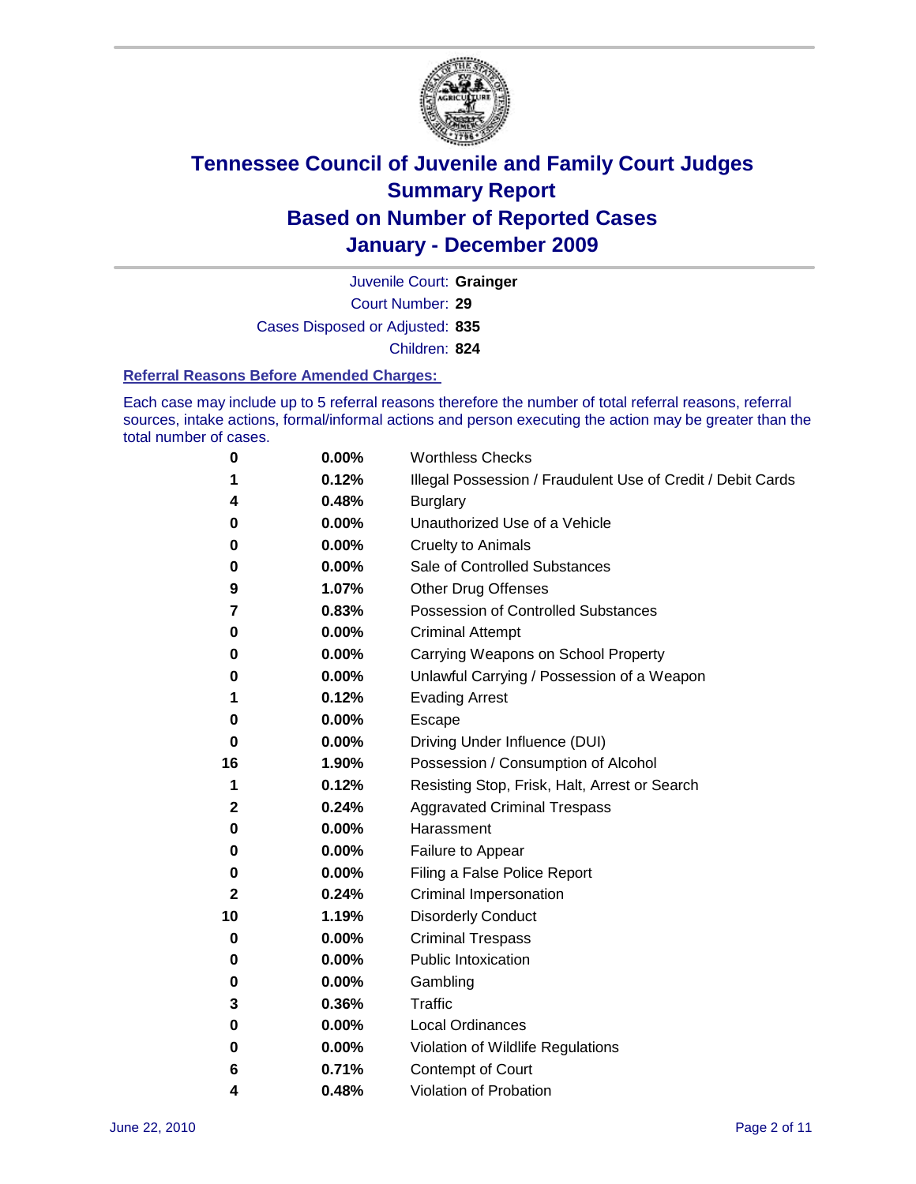# Tennessee Council of Juvenile and Family Court Judges
# Summary Report
# Based on Number of Reported Cases
# January - December 2009

Juvenile Court: **Grainger**

Court Number: **29**

Cases Disposed or Adjusted: **835**

Children: **824**

### Referral Reasons Before Amended Charges:

Each case may include up to 5 referral reasons therefore the number of total referral reasons, referral sources, intake actions, formal/informal actions and person executing the action may be greater than the total number of cases.

| Count | Percent | Referral Reason |
|---|---|---|
| 0 | 0.00% | Worthless Checks |
| 1 | 0.12% | Illegal Possession / Fraudulent Use of Credit / Debit Cards |
| 4 | 0.48% | Burglary |
| 0 | 0.00% | Unauthorized Use of a Vehicle |
| 0 | 0.00% | Cruelty to Animals |
| 0 | 0.00% | Sale of Controlled Substances |
| 9 | 1.07% | Other Drug Offenses |
| 7 | 0.83% | Possession of Controlled Substances |
| 0 | 0.00% | Criminal Attempt |
| 0 | 0.00% | Carrying Weapons on School Property |
| 0 | 0.00% | Unlawful Carrying / Possession of a Weapon |
| 1 | 0.12% | Evading Arrest |
| 0 | 0.00% | Escape |
| 0 | 0.00% | Driving Under Influence (DUI) |
| 16 | 1.90% | Possession / Consumption of Alcohol |
| 1 | 0.12% | Resisting Stop, Frisk, Halt, Arrest or Search |
| 2 | 0.24% | Aggravated Criminal Trespass |
| 0 | 0.00% | Harassment |
| 0 | 0.00% | Failure to Appear |
| 0 | 0.00% | Filing a False Police Report |
| 2 | 0.24% | Criminal Impersonation |
| 10 | 1.19% | Disorderly Conduct |
| 0 | 0.00% | Criminal Trespass |
| 0 | 0.00% | Public Intoxication |
| 0 | 0.00% | Gambling |
| 3 | 0.36% | Traffic |
| 0 | 0.00% | Local Ordinances |
| 0 | 0.00% | Violation of Wildlife Regulations |
| 6 | 0.71% | Contempt of Court |
| 4 | 0.48% | Violation of Probation |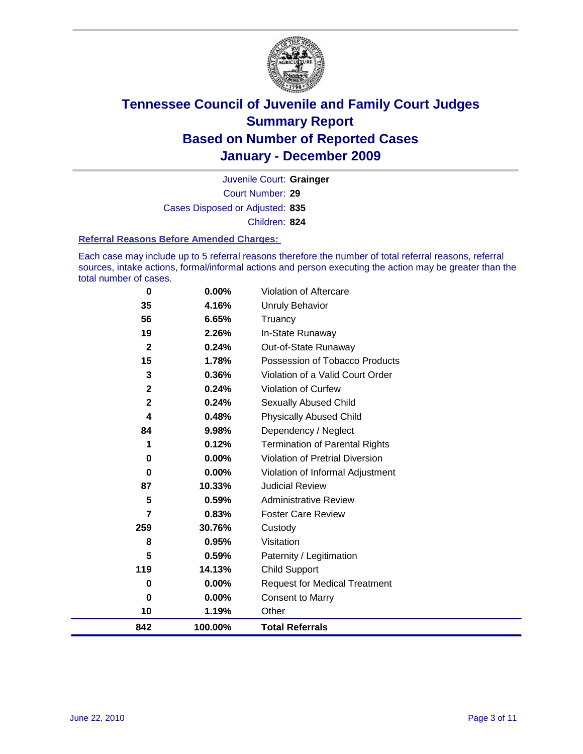# Tennessee Council of Juvenile and Family Court Judges
## Summary Report
## Based on Number of Reported Cases
## January - December 2009

Juvenile Court: **Grainger**

Court Number: **29**

Cases Disposed or Adjusted: **835**

Children: **824**

### Referral Reasons Before Amended Charges:

Each case may include up to 5 referral reasons therefore the number of total referral reasons, referral sources, intake actions, formal/informal actions and person executing the action may be greater than the total number of cases.

| Count | Percent | Referral Reason |
|---|---|---|
| 0 | 0.00% | Violation of Aftercare |
| 35 | 4.16% | Unruly Behavior |
| 56 | 6.65% | Truancy |
| 19 | 2.26% | In-State Runaway |
| 2 | 0.24% | Out-of-State Runaway |
| 15 | 1.78% | Possession of Tobacco Products |
| 3 | 0.36% | Violation of a Valid Court Order |
| 2 | 0.24% | Violation of Curfew |
| 2 | 0.24% | Sexually Abused Child |
| 4 | 0.48% | Physically Abused Child |
| 84 | 9.98% | Dependency / Neglect |
| 1 | 0.12% | Termination of Parental Rights |
| 0 | 0.00% | Violation of Pretrial Diversion |
| 0 | 0.00% | Violation of Informal Adjustment |
| 87 | 10.33% | Judicial Review |
| 5 | 0.59% | Administrative Review |
| 7 | 0.83% | Foster Care Review |
| 259 | 30.76% | Custody |
| 8 | 0.95% | Visitation |
| 5 | 0.59% | Paternity / Legitimation |
| 119 | 14.13% | Child Support |
| 0 | 0.00% | Request for Medical Treatment |
| 0 | 0.00% | Consent to Marry |
| 10 | 1.19% | Other |
| **842** | **100.00%** | **Total Referrals** |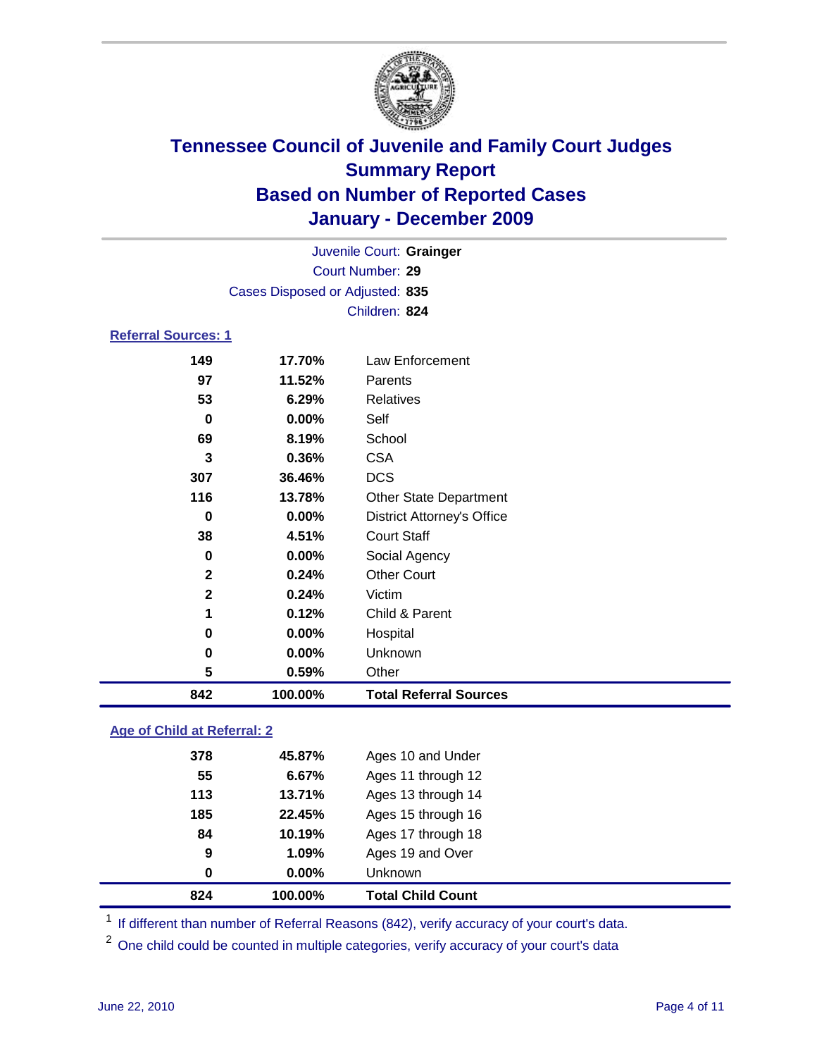# Tennessee Council of Juvenile and Family Court Judges
## Summary Report
## Based on Number of Reported Cases
## January - December 2009

Juvenile Court: **Grainger**
Court Number: **29**
Cases Disposed or Adjusted: **835**
Children: **824**

### Referral Sources: 1

| | | |
|---|---|---|
| 149 | 17.70% | Law Enforcement |
| 97 | 11.52% | Parents |
| 53 | 6.29% | Relatives |
| 0 | 0.00% | Self |
| 69 | 8.19% | School |
| 3 | 0.36% | CSA |
| 307 | 36.46% | DCS |
| 116 | 13.78% | Other State Department |
| 0 | 0.00% | District Attorney's Office |
| 38 | 4.51% | Court Staff |
| 0 | 0.00% | Social Agency |
| 2 | 0.24% | Other Court |
| 2 | 0.24% | Victim |
| 1 | 0.12% | Child & Parent |
| 0 | 0.00% | Hospital |
| 0 | 0.00% | Unknown |
| 5 | 0.59% | Other |
| **842** | **100.00%** | **Total Referral Sources** |

### Age of Child at Referral: 2

| | | |
|---|---|---|
| 378 | 45.87% | Ages 10 and Under |
| 55 | 6.67% | Ages 11 through 12 |
| 113 | 13.71% | Ages 13 through 14 |
| 185 | 22.45% | Ages 15 through 16 |
| 84 | 10.19% | Ages 17 through 18 |
| 9 | 1.09% | Ages 19 and Over |
| 0 | 0.00% | Unknown |
| **824** | **100.00%** | **Total Child Count** |

[1] If different than number of Referral Reasons (842), verify accuracy of your court's data.

[2] One child could be counted in multiple categories, verify accuracy of your court's data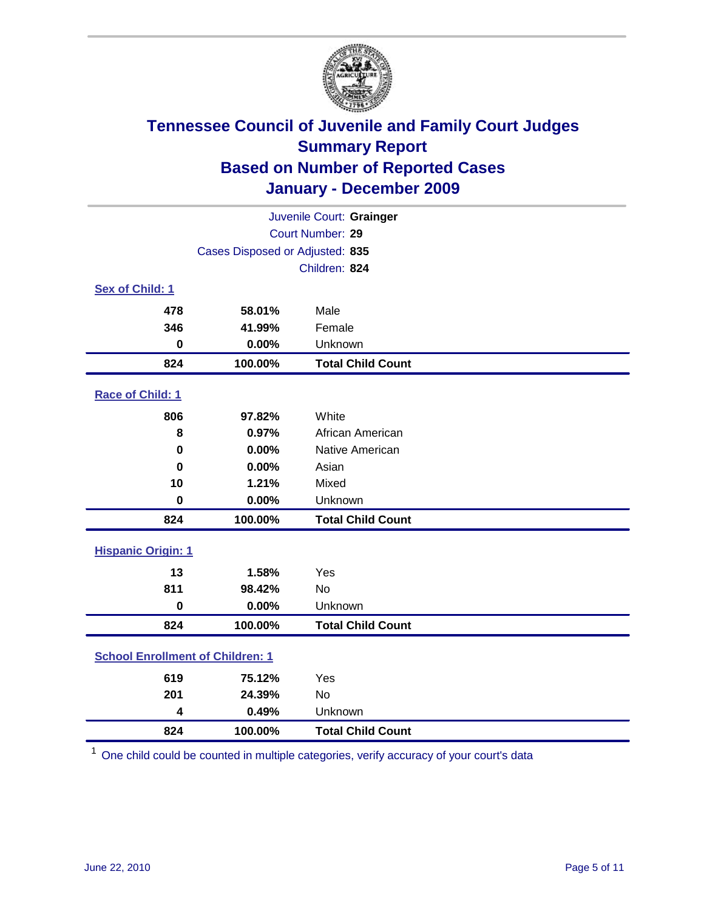# Tennessee Council of Juvenile and Family Court Judges
## Summary Report
## Based on Number of Reported Cases
## January - December 2009

Juvenile Court: **Grainger**
Court Number: **29**
Cases Disposed or Adjusted: **835**
Children: **824**

### Sex of Child: 1

| | | |
|---|---|---|
| 478 | 58.01% | Male |
| 346 | 41.99% | Female |
| 0 | 0.00% | Unknown |
| **824** | **100.00%** | **Total Child Count** |

### Race of Child: 1

| | | |
|---|---|---|
| 806 | 97.82% | White |
| 8 | 0.97% | African American |
| 0 | 0.00% | Native American |
| 0 | 0.00% | Asian |
| 10 | 1.21% | Mixed |
| 0 | 0.00% | Unknown |
| **824** | **100.00%** | **Total Child Count** |

### Hispanic Origin: 1

| | | |
|---|---|---|
| 13 | 1.58% | Yes |
| 811 | 98.42% | No |
| 0 | 0.00% | Unknown |
| **824** | **100.00%** | **Total Child Count** |

### School Enrollment of Children: 1

| | | |
|---|---|---|
| 619 | 75.12% | Yes |
| 201 | 24.39% | No |
| 4 | 0.49% | Unknown |
| **824** | **100.00%** | **Total Child Count** |

[1] One child could be counted in multiple categories, verify accuracy of your court's data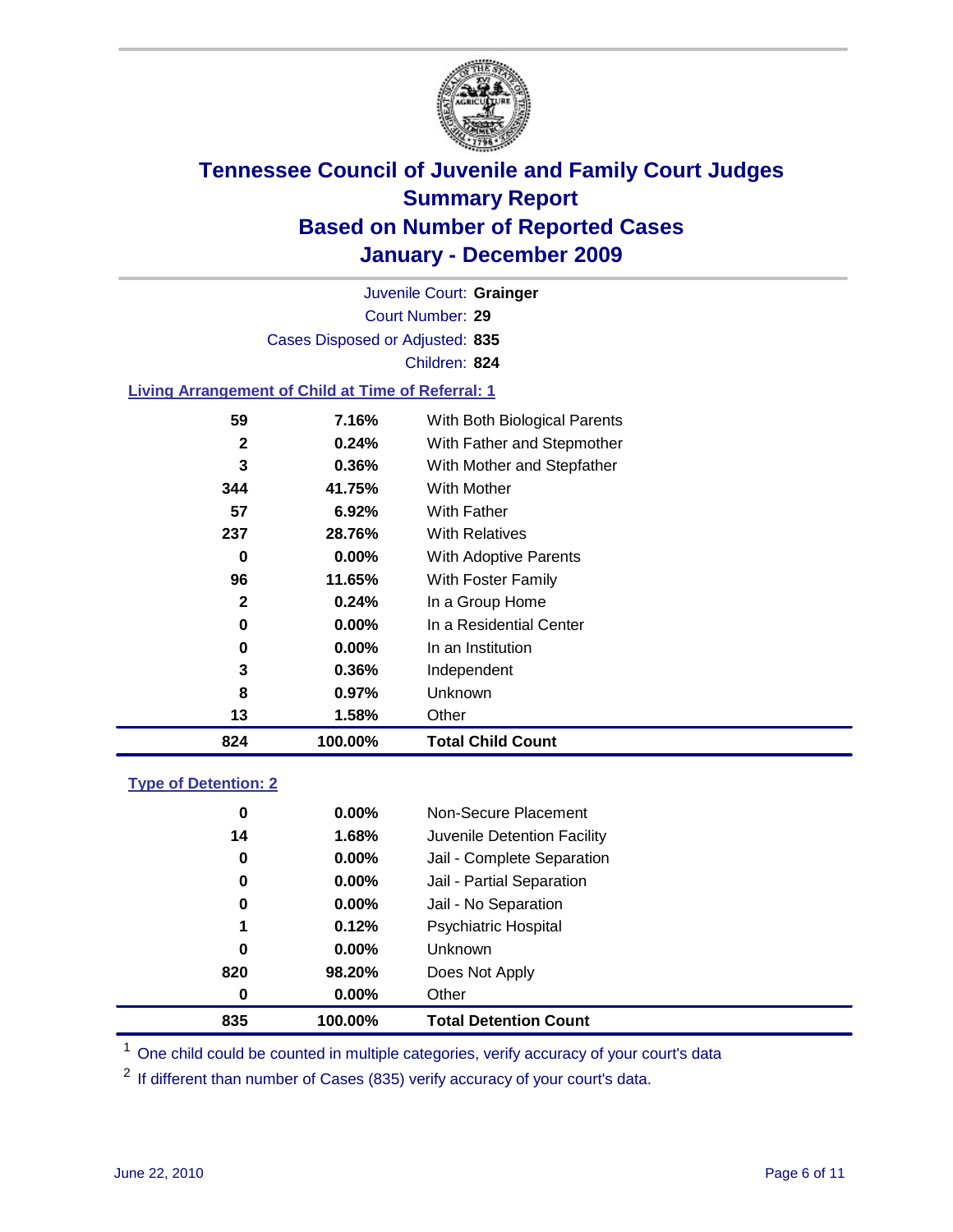# Tennessee Council of Juvenile and Family Court Judges
## Summary Report
## Based on Number of Reported Cases
## January - December 2009

Juvenile Court: **Grainger**

Court Number: **29**

Cases Disposed or Adjusted: **835**

Children: **824**

### Living Arrangement of Child at Time of Referral: 1

| | | |
|---|---|---|
| 59 | 7.16% | With Both Biological Parents |
| 2 | 0.24% | With Father and Stepmother |
| 3 | 0.36% | With Mother and Stepfather |
| 344 | 41.75% | With Mother |
| 57 | 6.92% | With Father |
| 237 | 28.76% | With Relatives |
| 0 | 0.00% | With Adoptive Parents |
| 96 | 11.65% | With Foster Family |
| 2 | 0.24% | In a Group Home |
| 0 | 0.00% | In a Residential Center |
| 0 | 0.00% | In an Institution |
| 3 | 0.36% | Independent |
| 8 | 0.97% | Unknown |
| 13 | 1.58% | Other |
| **824** | **100.00%** | **Total Child Count** |

### Type of Detention: 2

| | | |
|---|---|---|
| 0 | 0.00% | Non-Secure Placement |
| 14 | 1.68% | Juvenile Detention Facility |
| 0 | 0.00% | Jail - Complete Separation |
| 0 | 0.00% | Jail - Partial Separation |
| 0 | 0.00% | Jail - No Separation |
| 1 | 0.12% | Psychiatric Hospital |
| 0 | 0.00% | Unknown |
| 820 | 98.20% | Does Not Apply |
| 0 | 0.00% | Other |
| **835** | **100.00%** | **Total Detention Count** |

[1] One child could be counted in multiple categories, verify accuracy of your court's data

[2] If different than number of Cases (835) verify accuracy of your court's data.

June 22, 2010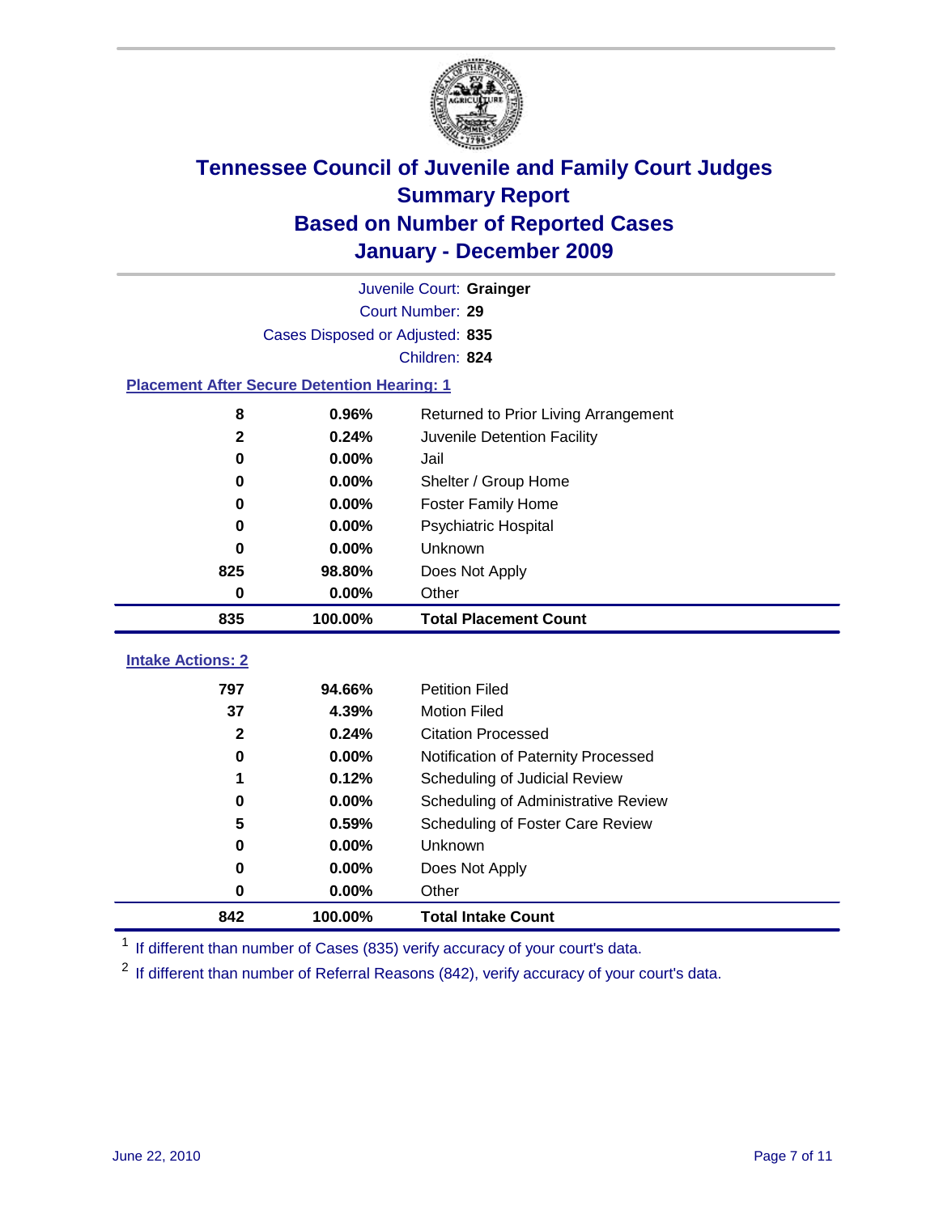# Tennessee Council of Juvenile and Family Court Judges
## Summary Report
## Based on Number of Reported Cases
## January - December 2009

Juvenile Court: **Grainger**
Court Number: **29**
Cases Disposed or Adjusted: **835**
Children: **824**

### Placement After Secure Detention Hearing: 1

| Count | Percent | Placement |
|---|---|---|
| 8 | 0.96% | Returned to Prior Living Arrangement |
| 2 | 0.24% | Juvenile Detention Facility |
| 0 | 0.00% | Jail |
| 0 | 0.00% | Shelter / Group Home |
| 0 | 0.00% | Foster Family Home |
| 0 | 0.00% | Psychiatric Hospital |
| 0 | 0.00% | Unknown |
| 825 | 98.80% | Does Not Apply |
| 0 | 0.00% | Other |
| **835** | **100.00%** | **Total Placement Count** |

### Intake Actions: 2

| Count | Percent | Intake Action |
|---|---|---|
| 797 | 94.66% | Petition Filed |
| 37 | 4.39% | Motion Filed |
| 2 | 0.24% | Citation Processed |
| 0 | 0.00% | Notification of Paternity Processed |
| 1 | 0.12% | Scheduling of Judicial Review |
| 0 | 0.00% | Scheduling of Administrative Review |
| 5 | 0.59% | Scheduling of Foster Care Review |
| 0 | 0.00% | Unknown |
| 0 | 0.00% | Does Not Apply |
| 0 | 0.00% | Other |
| **842** | **100.00%** | **Total Intake Count** |

[1] If different than number of Cases (835) verify accuracy of your court's data.

[2] If different than number of Referral Reasons (842), verify accuracy of your court's data.

June 22, 2010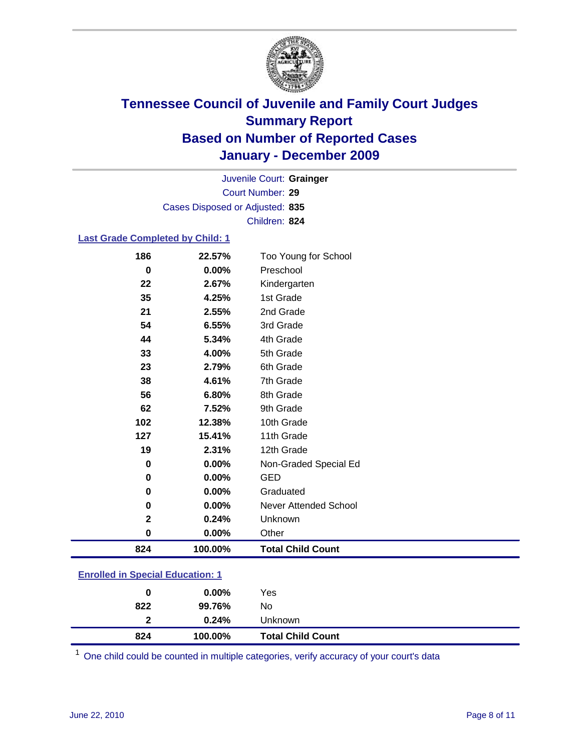# Tennessee Council of Juvenile and Family Court Judges
## Summary Report
## Based on Number of Reported Cases
## January - December 2009

Juvenile Court: **Grainger**
Court Number: **29**
Cases Disposed or Adjusted: **835**
Children: **824**

### Last Grade Completed by Child: 1

| | | |
|---|---|---|
| 186 | 22.57% | Too Young for School |
| 0 | 0.00% | Preschool |
| 22 | 2.67% | Kindergarten |
| 35 | 4.25% | 1st Grade |
| 21 | 2.55% | 2nd Grade |
| 54 | 6.55% | 3rd Grade |
| 44 | 5.34% | 4th Grade |
| 33 | 4.00% | 5th Grade |
| 23 | 2.79% | 6th Grade |
| 38 | 4.61% | 7th Grade |
| 56 | 6.80% | 8th Grade |
| 62 | 7.52% | 9th Grade |
| 102 | 12.38% | 10th Grade |
| 127 | 15.41% | 11th Grade |
| 19 | 2.31% | 12th Grade |
| 0 | 0.00% | Non-Graded Special Ed |
| 0 | 0.00% | GED |
| 0 | 0.00% | Graduated |
| 0 | 0.00% | Never Attended School |
| 2 | 0.24% | Unknown |
| 0 | 0.00% | Other |
| **824** | **100.00%** | **Total Child Count** |

### Enrolled in Special Education: 1

| | | |
|---|---|---|
| 0 | 0.00% | Yes |
| 822 | 99.76% | No |
| 2 | 0.24% | Unknown |
| **824** | **100.00%** | **Total Child Count** |

[1] One child could be counted in multiple categories, verify accuracy of your court's data

June 22, 2010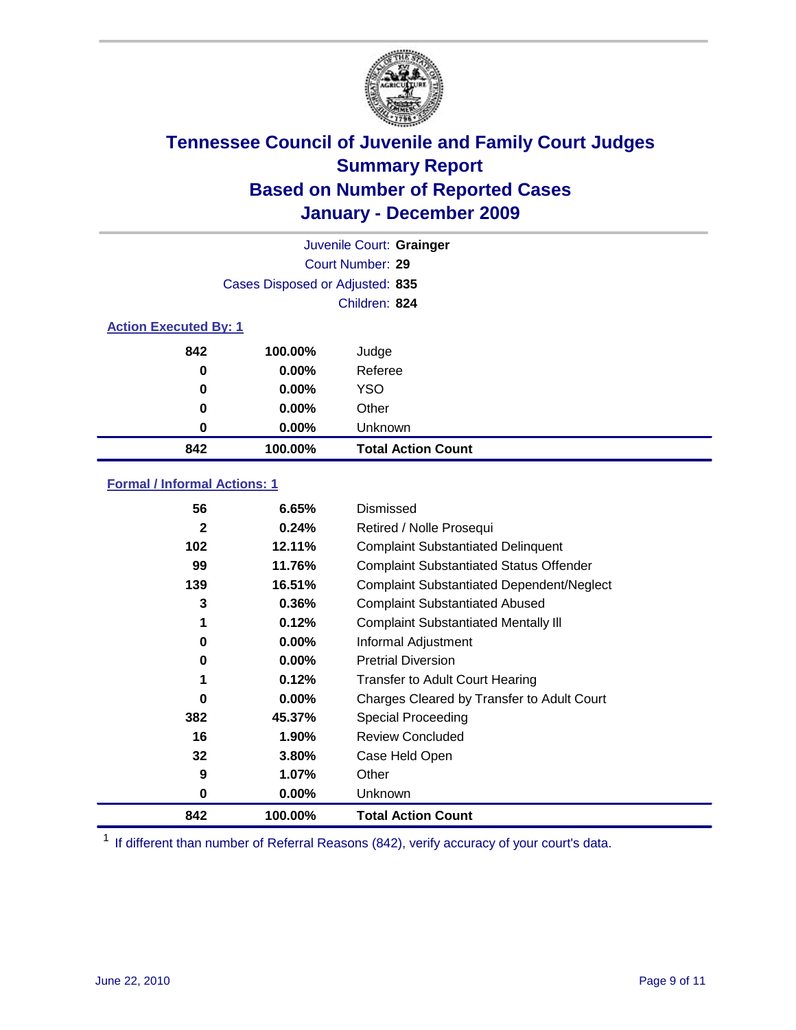# Tennessee Council of Juvenile and Family Court Judges
## Summary Report
## Based on Number of Reported Cases
## January - December 2009

Juvenile Court: **Grainger**

Court Number: **29**

Cases Disposed or Adjusted: **835**

Children: **824**

### Action Executed By: 1

| | | |
|---|---|---|
| 842 | 100.00% | Judge |
| 0 | 0.00% | Referee |
| 0 | 0.00% | YSO |
| 0 | 0.00% | Other |
| 0 | 0.00% | Unknown |
| **842** | **100.00%** | **Total Action Count** |

### Formal / Informal Actions: 1

| | | |
|---|---|---|
| 56 | 6.65% | Dismissed |
| 2 | 0.24% | Retired / Nolle Prosequi |
| 102 | 12.11% | Complaint Substantiated Delinquent |
| 99 | 11.76% | Complaint Substantiated Status Offender |
| 139 | 16.51% | Complaint Substantiated Dependent/Neglect |
| 3 | 0.36% | Complaint Substantiated Abused |
| 1 | 0.12% | Complaint Substantiated Mentally Ill |
| 0 | 0.00% | Informal Adjustment |
| 0 | 0.00% | Pretrial Diversion |
| 1 | 0.12% | Transfer to Adult Court Hearing |
| 0 | 0.00% | Charges Cleared by Transfer to Adult Court |
| 382 | 45.37% | Special Proceeding |
| 16 | 1.90% | Review Concluded |
| 32 | 3.80% | Case Held Open |
| 9 | 1.07% | Other |
| 0 | 0.00% | Unknown |
| **842** | **100.00%** | **Total Action Count** |

[1] If different than number of Referral Reasons (842), verify accuracy of your court's data.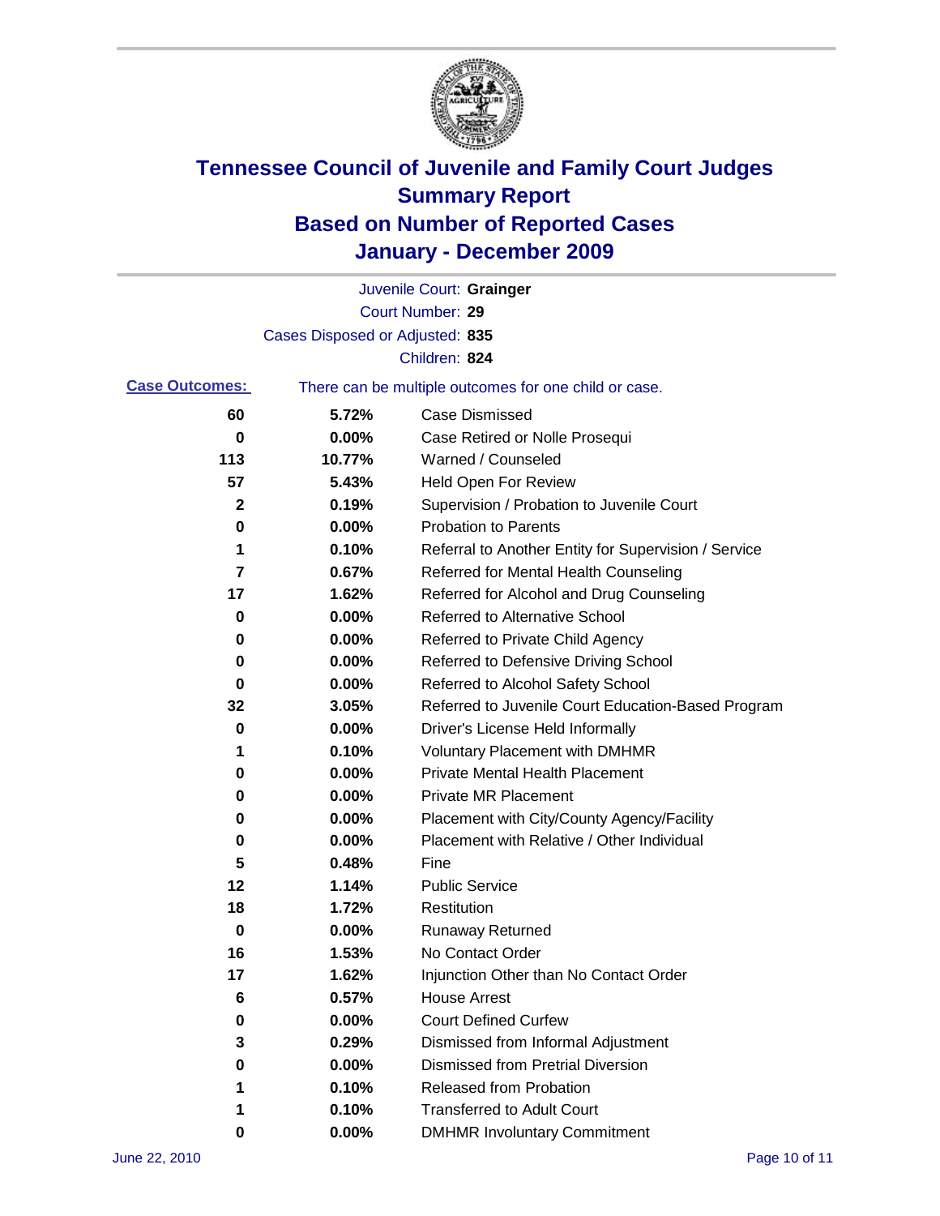# Tennessee Council of Juvenile and Family Court Judges
## Summary Report
## Based on Number of Reported Cases
## January - December 2009

Juvenile Court: **Grainger**
Court Number: **29**
Cases Disposed or Adjusted: **835**
Children: **824**

**Case Outcomes:** There can be multiple outcomes for one child or case.

| Count | Percent | Outcome |
|---|---|---|
| 60 | 5.72% | Case Dismissed |
| 0 | 0.00% | Case Retired or Nolle Prosequi |
| 113 | 10.77% | Warned / Counseled |
| 57 | 5.43% | Held Open For Review |
| 2 | 0.19% | Supervision / Probation to Juvenile Court |
| 0 | 0.00% | Probation to Parents |
| 1 | 0.10% | Referral to Another Entity for Supervision / Service |
| 7 | 0.67% | Referred for Mental Health Counseling |
| 17 | 1.62% | Referred for Alcohol and Drug Counseling |
| 0 | 0.00% | Referred to Alternative School |
| 0 | 0.00% | Referred to Private Child Agency |
| 0 | 0.00% | Referred to Defensive Driving School |
| 0 | 0.00% | Referred to Alcohol Safety School |
| 32 | 3.05% | Referred to Juvenile Court Education-Based Program |
| 0 | 0.00% | Driver's License Held Informally |
| 1 | 0.10% | Voluntary Placement with DMHMR |
| 0 | 0.00% | Private Mental Health Placement |
| 0 | 0.00% | Private MR Placement |
| 0 | 0.00% | Placement with City/County Agency/Facility |
| 0 | 0.00% | Placement with Relative / Other Individual |
| 5 | 0.48% | Fine |
| 12 | 1.14% | Public Service |
| 18 | 1.72% | Restitution |
| 0 | 0.00% | Runaway Returned |
| 16 | 1.53% | No Contact Order |
| 17 | 1.62% | Injunction Other than No Contact Order |
| 6 | 0.57% | House Arrest |
| 0 | 0.00% | Court Defined Curfew |
| 3 | 0.29% | Dismissed from Informal Adjustment |
| 0 | 0.00% | Dismissed from Pretrial Diversion |
| 1 | 0.10% | Released from Probation |
| 1 | 0.10% | Transferred to Adult Court |
| 0 | 0.00% | DMHMR Involuntary Commitment |

June 22, 2010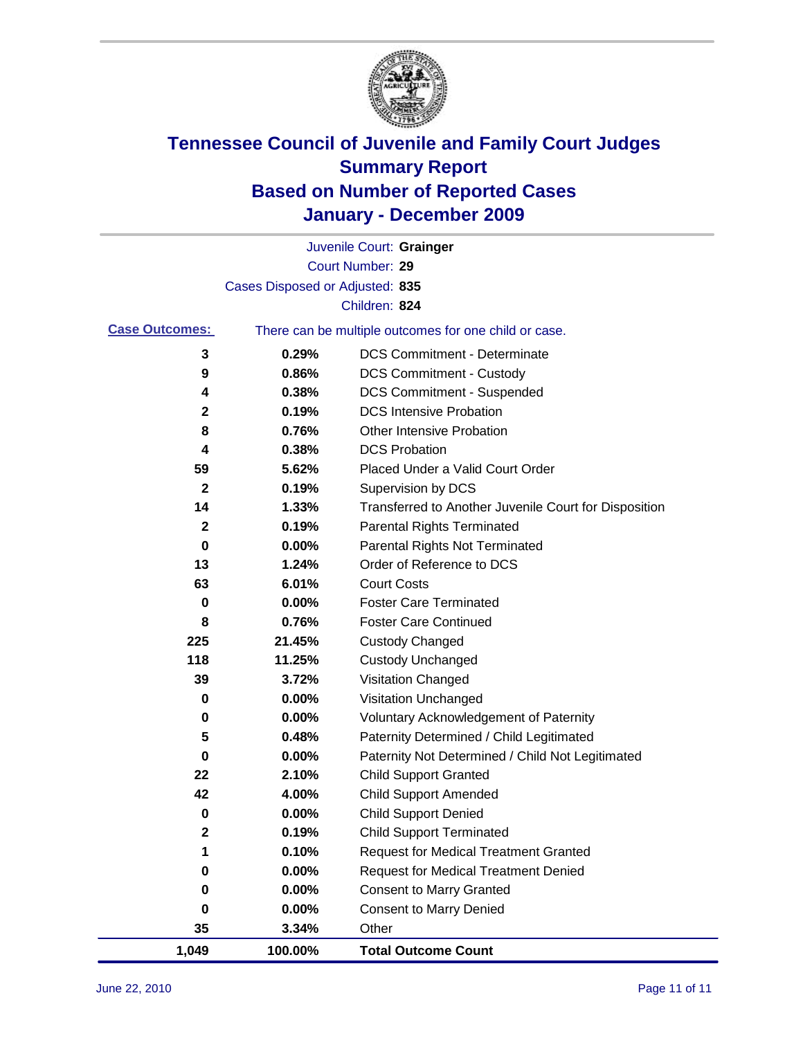# Tennessee Council of Juvenile and Family Court Judges
## Summary Report
## Based on Number of Reported Cases
## January - December 2009

Juvenile Court: **Grainger**

Court Number: **29**

Cases Disposed or Adjusted: **835**

Children: **824**

**Case Outcomes:** There can be multiple outcomes for one child or case.

| | | |
|---|---|---|
| 3 | 0.29% | DCS Commitment - Determinate |
| 9 | 0.86% | DCS Commitment - Custody |
| 4 | 0.38% | DCS Commitment - Suspended |
| 2 | 0.19% | DCS Intensive Probation |
| 8 | 0.76% | Other Intensive Probation |
| 4 | 0.38% | DCS Probation |
| 59 | 5.62% | Placed Under a Valid Court Order |
| 2 | 0.19% | Supervision by DCS |
| 14 | 1.33% | Transferred to Another Juvenile Court for Disposition |
| 2 | 0.19% | Parental Rights Terminated |
| 0 | 0.00% | Parental Rights Not Terminated |
| 13 | 1.24% | Order of Reference to DCS |
| 63 | 6.01% | Court Costs |
| 0 | 0.00% | Foster Care Terminated |
| 8 | 0.76% | Foster Care Continued |
| 225 | 21.45% | Custody Changed |
| 118 | 11.25% | Custody Unchanged |
| 39 | 3.72% | Visitation Changed |
| 0 | 0.00% | Visitation Unchanged |
| 0 | 0.00% | Voluntary Acknowledgement of Paternity |
| 5 | 0.48% | Paternity Determined / Child Legitimated |
| 0 | 0.00% | Paternity Not Determined / Child Not Legitimated |
| 22 | 2.10% | Child Support Granted |
| 42 | 4.00% | Child Support Amended |
| 0 | 0.00% | Child Support Denied |
| 2 | 0.19% | Child Support Terminated |
| 1 | 0.10% | Request for Medical Treatment Granted |
| 0 | 0.00% | Request for Medical Treatment Denied |
| 0 | 0.00% | Consent to Marry Granted |
| 0 | 0.00% | Consent to Marry Denied |
| 35 | 3.34% | Other |
| **1,049** | **100.00%** | **Total Outcome Count** |